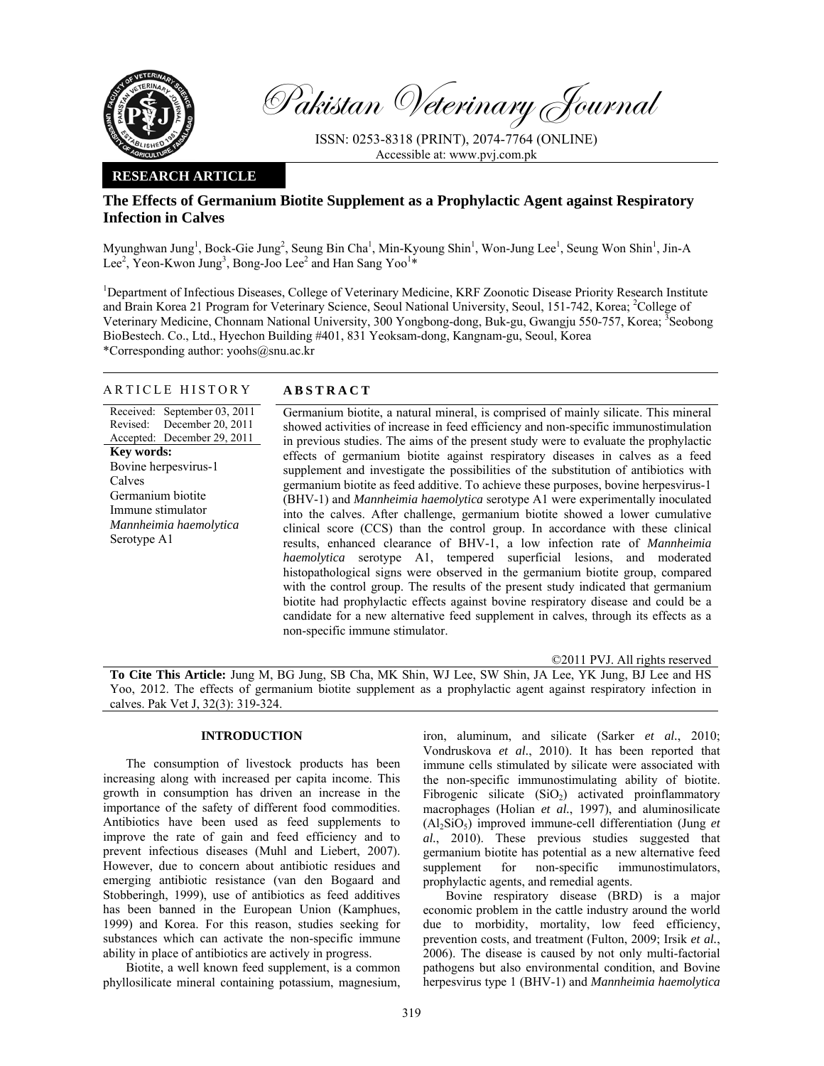# Pakistan Veterinary Journal

ISSN: 0253-8318 (PRINT), 2074-7764 (ONLINE)
Accessible at: www.pvj.com.pk

**RESEARCH ARTICLE**

## The Effects of Germanium Biotite Supplement as a Prophylactic Agent against Respiratory Infection in Calves

Myunghwan Jung[1], Bock-Gie Jung[2], Seung Bin Cha[1], Min-Kyoung Shin[1], Won-Jung Lee[1], Seung Won Shin[1], Jin-A Lee[2], Yeon-Kwon Jung[3], Bong-Joo Lee[2] and Han Sang Yoo[1]*

[1]Department of Infectious Diseases, College of Veterinary Medicine, KRF Zoonotic Disease Priority Research Institute and Brain Korea 21 Program for Veterinary Science, Seoul National University, Seoul, 151-742, Korea; [2]College of Veterinary Medicine, Chonnam National University, 300 Yongbong-dong, Buk-gu, Gwangju 550-757, Korea; [3]Seobong BioBestech. Co., Ltd., Hyechon Building #401, 831 Yeoksam-dong, Kangnam-gu, Seoul, Korea
*Corresponding author: yoohs@snu.ac.kr

### ARTICLE HISTORY

Received: September 03, 2011
Revised: December 20, 2011
Accepted: December 29, 2011

**Key words:**
Bovine herpesvirus-1
Calves
Germanium biotite
Immune stimulator
*Mannheimia haemolytica*
Serotype A1

### ABSTRACT

Germanium biotite, a natural mineral, is comprised of mainly silicate. This mineral showed activities of increase in feed efficiency and non-specific immunostimulation in previous studies. The aims of the present study were to evaluate the prophylactic effects of germanium biotite against respiratory diseases in calves as a feed supplement and investigate the possibilities of the substitution of antibiotics with germanium biotite as feed additive. To achieve these purposes, bovine herpesvirus-1 (BHV-1) and *Mannheimia haemolytica* serotype A1 were experimentally inoculated into the calves. After challenge, germanium biotite showed a lower cumulative clinical score (CCS) than the control group. In accordance with these clinical results, enhanced clearance of BHV-1, a low infection rate of *Mannheimia haemolytica* serotype A1, tempered superficial lesions, and moderated histopathological signs were observed in the germanium biotite group, compared with the control group. The results of the present study indicated that germanium biotite had prophylactic effects against bovine respiratory disease and could be a candidate for a new alternative feed supplement in calves, through its effects as a non-specific immune stimulator.

©2011 PVJ. All rights reserved

**To Cite This Article:** Jung M, BG Jung, SB Cha, MK Shin, WJ Lee, SW Shin, JA Lee, YK Jung, BJ Lee and HS Yoo, 2012. The effects of germanium biotite supplement as a prophylactic agent against respiratory infection in calves. Pak Vet J, 32(3): 319-324.

## INTRODUCTION

The consumption of livestock products has been increasing along with increased per capita income. This growth in consumption has driven an increase in the importance of the safety of different food commodities. Antibiotics have been used as feed supplements to improve the rate of gain and feed efficiency and to prevent infectious diseases (Muhl and Liebert, 2007). However, due to concern about antibiotic residues and emerging antibiotic resistance (van den Bogaard and Stobberingh, 1999), use of antibiotics as feed additives has been banned in the European Union (Kamphues, 1999) and Korea. For this reason, studies seeking for substances which can activate the non-specific immune ability in place of antibiotics are actively in progress.

Biotite, a well known feed supplement, is a common phyllosilicate mineral containing potassium, magnesium, iron, aluminum, and silicate (Sarker *et al.*, 2010; Vondruskova *et al.*, 2010). It has been reported that immune cells stimulated by silicate were associated with the non-specific immunostimulating ability of biotite. Fibrogenic silicate ($SiO_2$) activated proinflammatory macrophages (Holian *et al.*, 1997), and aluminosilicate ($Al_2SiO_5$) improved immune-cell differentiation (Jung *et al.*, 2010). These previous studies suggested that germanium biotite has potential as a new alternative feed supplement for non-specific immunostimulators, prophylactic agents, and remedial agents.

Bovine respiratory disease (BRD) is a major economic problem in the cattle industry around the world due to morbidity, mortality, low feed efficiency, prevention costs, and treatment (Fulton, 2009; Irsik *et al.*, 2006). The disease is caused by not only multi-factorial pathogens but also environmental condition, and Bovine herpesvirus type 1 (BHV-1) and *Mannheimia haemolytica*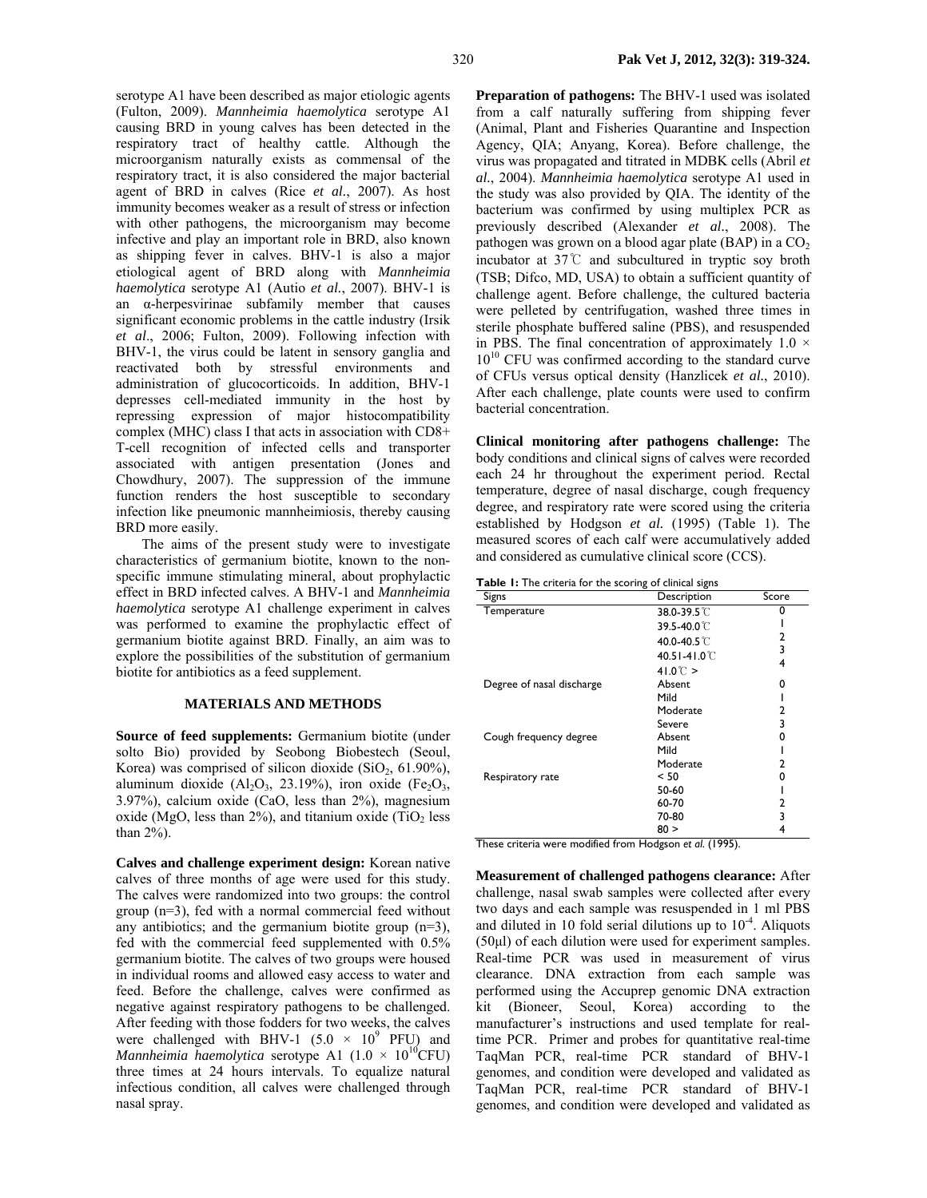serotype A1 have been described as major etiologic agents (Fulton, 2009). *Mannheimia haemolytica* serotype A1 causing BRD in young calves has been detected in the respiratory tract of healthy cattle. Although the microorganism naturally exists as commensal of the respiratory tract, it is also considered the major bacterial agent of BRD in calves (Rice *et al*., 2007). As host immunity becomes weaker as a result of stress or infection with other pathogens, the microorganism may become infective and play an important role in BRD, also known as shipping fever in calves. BHV-1 is also a major etiological agent of BRD along with *Mannheimia haemolytica* serotype A1 (Autio *et al*., 2007). BHV-1 is an α-herpesvirinae subfamily member that causes significant economic problems in the cattle industry (Irsik *et al*., 2006; Fulton, 2009). Following infection with BHV-1, the virus could be latent in sensory ganglia and reactivated both by stressful environments and administration of glucocorticoids. In addition, BHV-1 depresses cell-mediated immunity in the host by repressing expression of major histocompatibility complex (MHC) class I that acts in association with CD8+ T-cell recognition of infected cells and transporter associated with antigen presentation (Jones and Chowdhury, 2007). The suppression of the immune function renders the host susceptible to secondary infection like pneumonic mannheimiosis, thereby causing BRD more easily.

The aims of the present study were to investigate characteristics of germanium biotite, known to the non-specific immune stimulating mineral, about prophylactic effect in BRD infected calves. A BHV-1 and *Mannheimia haemolytica* serotype A1 challenge experiment in calves was performed to examine the prophylactic effect of germanium biotite against BRD. Finally, an aim was to explore the possibilities of the substitution of germanium biotite for antibiotics as a feed supplement.

## MATERIALS AND METHODS

**Source of feed supplements:** Germanium biotite (under solto Bio) provided by Seobong Biobestech (Seoul, Korea) was comprised of silicon dioxide ($SiO_2$, 61.90%), aluminum dioxide ($Al_2O_3$, 23.19%), iron oxide ($Fe_2O_3$, 3.97%), calcium oxide (CaO, less than 2%), magnesium oxide (MgO, less than 2%), and titanium oxide ($TiO_2$ less than 2%).

**Calves and challenge experiment design:** Korean native calves of three months of age were used for this study. The calves were randomized into two groups: the control group (n=3), fed with a normal commercial feed without any antibiotics; and the germanium biotite group (n=3), fed with the commercial feed supplemented with 0.5% germanium biotite. The calves of two groups were housed in individual rooms and allowed easy access to water and feed. Before the challenge, calves were confirmed as negative against respiratory pathogens to be challenged. After feeding with those fodders for two weeks, the calves were challenged with BHV-1 ($5.0 \times 10^9$ PFU) and *Mannheimia haemolytica* serotype A1 ($1.0 \times 10^{10}$CFU) three times at 24 hours intervals. To equalize natural infectious condition, all calves were challenged through nasal spray.

**Preparation of pathogens:** The BHV-1 used was isolated from a calf naturally suffering from shipping fever (Animal, Plant and Fisheries Quarantine and Inspection Agency, QIA; Anyang, Korea). Before challenge, the virus was propagated and titrated in MDBK cells (Abril *et al*., 2004). *Mannheimia haemolytica* serotype A1 used in the study was also provided by QIA. The identity of the bacterium was confirmed by using multiplex PCR as previously described (Alexander *et al*., 2008). The pathogen was grown on a blood agar plate (BAP) in a $CO_2$ incubator at 37℃ and subcultured in tryptic soy broth (TSB; Difco, MD, USA) to obtain a sufficient quantity of challenge agent. Before challenge, the cultured bacteria were pelleted by centrifugation, washed three times in sterile phosphate buffered saline (PBS), and resuspended in PBS. The final concentration of approximately $1.0 \times 10^{10}$ CFU was confirmed according to the standard curve of CFUs versus optical density (Hanzlicek *et al*., 2010). After each challenge, plate counts were used to confirm bacterial concentration.

**Clinical monitoring after pathogens challenge:** The body conditions and clinical signs of calves were recorded each 24 hr throughout the experiment period. Rectal temperature, degree of nasal discharge, cough frequency degree, and respiratory rate were scored using the criteria established by Hodgson *et al.* (1995) (Table 1). The measured scores of each calf were accumulatively added and considered as cumulative clinical score (CCS).

**Table 1:** The criteria for the scoring of clinical signs

| Signs | Description | Score |
|---|---|---|
| Temperature | 38.0-39.5℃ | 0 |
| | 39.5-40.0℃ | 1 |
| | 40.0-40.5℃ | 2 |
| | 40.51-41.0℃ | 3 |
| | 41.0℃ > | 4 |
| Degree of nasal discharge | Absent | 0 |
| | Mild | 1 |
| | Moderate | 2 |
| | Severe | 3 |
| Cough frequency degree | Absent | 0 |
| | Mild | 1 |
| | Moderate | 2 |
| Respiratory rate | < 50 | 0 |
| | 50-60 | 1 |
| | 60-70 | 2 |
| | 70-80 | 3 |
| | 80 > | 4 |

These criteria were modified from Hodgson *et al.* (1995).

**Measurement of challenged pathogens clearance:** After challenge, nasal swab samples were collected after every two days and each sample was resuspended in 1 ml PBS and diluted in 10 fold serial dilutions up to $10^{-4}$. Aliquots (50µl) of each dilution were used for experiment samples. Real-time PCR was used in measurement of virus clearance. DNA extraction from each sample was performed using the Accuprep genomic DNA extraction kit (Bioneer, Seoul, Korea) according to the manufacturer's instructions and used template for real-time PCR. Primer and probes for quantitative real-time TaqMan PCR, real-time PCR standard of BHV-1 genomes, and condition were developed and validated as TaqMan PCR, real-time PCR standard of BHV-1 genomes, and condition were developed and validated as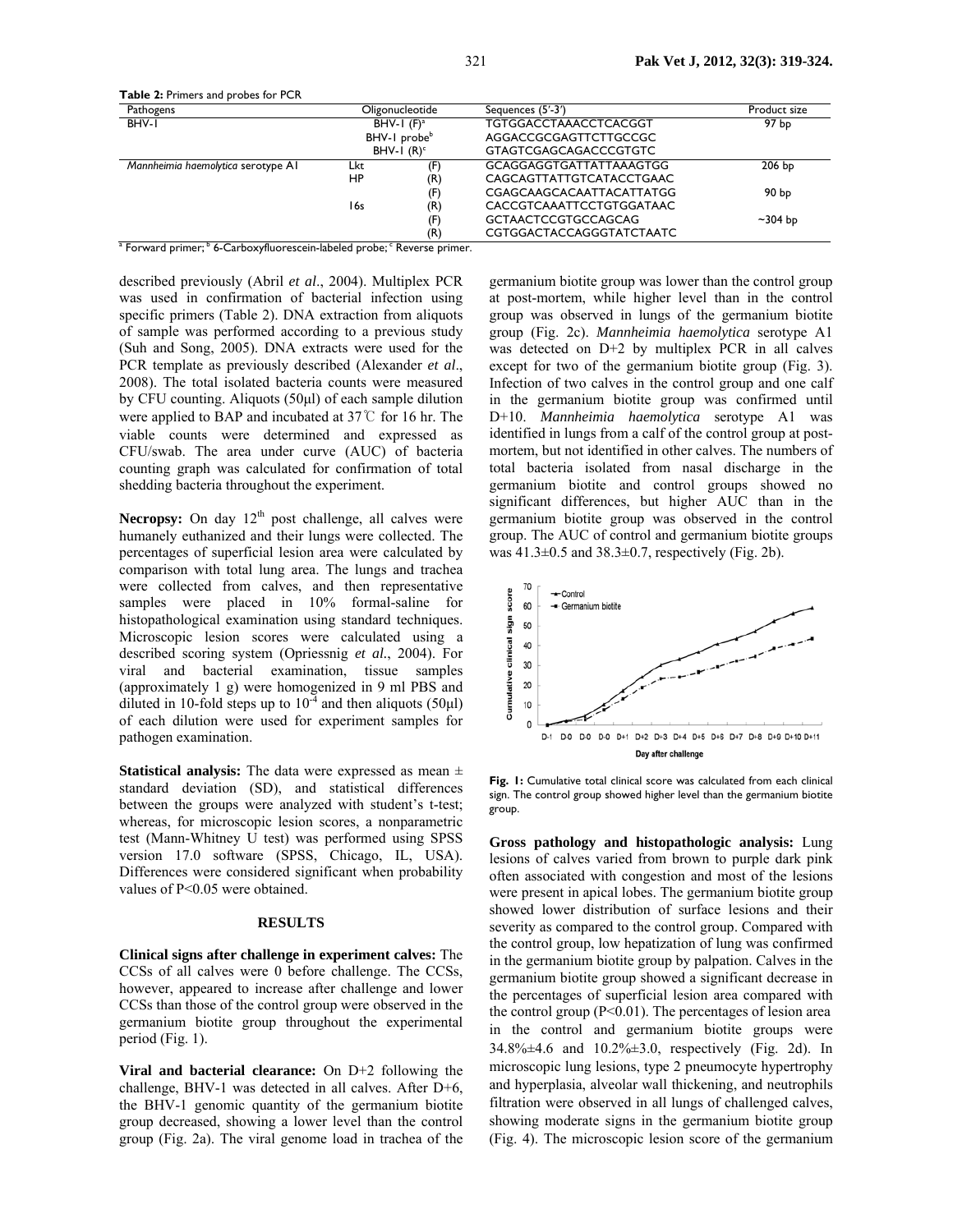**Table 2:** Primers and probes for PCR

| Pathogens | Oligonucleotide | | Sequences (5'-3') | Product size |
|---|---|---|---|---|
| BHV-1 | BHV-1 (F)[a] | | TGTGGACCTAAACCTCACGGT | 97 bp |
| | BHV-1 probe[b] | | AGGACCGCGAGTTCTTGCCGC | |
| | BHV-1 (R)[c] | | GTAGTCGAGCAGACCCGTGTC | |
| *Mannheimia haemolytica* serotype A1 | Lkt | (F) | GCAGGAGGTGATTATTAAAGTGG | 206 bp |
| | HP | (R) | CAGCAGTTATTGTCATACCTGAAC | |
| | | (F) | CGAGCAAGCACAATTACATTATGG | 90 bp |
| | 16s | (R) | CACCGTCAAATTCCTGTGGATAAC | |
| | | (F) | GCTAACTCCGTGCCAGCAG | ~304 bp |
| | | (R) | CGTGGACTACCAGGGTATCTAATC | |

[a] Forward primer; [b] 6-Carboxyfluorescein-labeled probe; [c] Reverse primer.

described previously (Abril *et al*., 2004). Multiplex PCR was used in confirmation of bacterial infection using specific primers (Table 2). DNA extraction from aliquots of sample was performed according to a previous study (Suh and Song, 2005). DNA extracts were used for the PCR template as previously described (Alexander *et al*., 2008). The total isolated bacteria counts were measured by CFU counting. Aliquots (50µl) of each sample dilution were applied to BAP and incubated at 37℃ for 16 hr. The viable counts were determined and expressed as CFU/swab. The area under curve (AUC) of bacteria counting graph was calculated for confirmation of total shedding bacteria throughout the experiment.

**Necropsy:** On day 12[th] post challenge, all calves were humanely euthanized and their lungs were collected. The percentages of superficial lesion area were calculated by comparison with total lung area. The lungs and trachea were collected from calves, and then representative samples were placed in 10% formal-saline for histopathological examination using standard techniques. Microscopic lesion scores were calculated using a described scoring system (Opriessnig *et al*., 2004). For viral and bacterial examination, tissue samples (approximately 1 g) were homogenized in 9 ml PBS and diluted in 10-fold steps up to $10^{-4}$ and then aliquots (50µl) of each dilution were used for experiment samples for pathogen examination.

**Statistical analysis:** The data were expressed as mean ± standard deviation (SD), and statistical differences between the groups were analyzed with student's t-test; whereas, for microscopic lesion scores, a nonparametric test (Mann-Whitney U test) was performed using SPSS version 17.0 software (SPSS, Chicago, IL, USA). Differences were considered significant when probability values of $P<0.05$ were obtained.

## RESULTS

**Clinical signs after challenge in experiment calves:** The CCSs of all calves were 0 before challenge. The CCSs, however, appeared to increase after challenge and lower CCSs than those of the control group were observed in the germanium biotite group throughout the experimental period (Fig. 1).

**Viral and bacterial clearance:** On D+2 following the challenge, BHV-1 was detected in all calves. After D+6, the BHV-1 genomic quantity of the germanium biotite group decreased, showing a lower level than the control group (Fig. 2a). The viral genome load in trachea of the germanium biotite group was lower than the control group at post-mortem, while higher level than in the control group was observed in lungs of the germanium biotite group (Fig. 2c). *Mannheimia haemolytica* serotype A1 was detected on D+2 by multiplex PCR in all calves except for two of the germanium biotite group (Fig. 3). Infection of two calves in the control group and one calf in the germanium biotite group was confirmed until D+10. *Mannheimia haemolytica* serotype A1 was identified in lungs from a calf of the control group at post-mortem, but not identified in other calves. The numbers of total bacteria isolated from nasal discharge in the germanium biotite and control groups showed no significant differences, but higher AUC than in the germanium biotite group was observed in the control group. The AUC of control and germanium biotite groups was 41.3±0.5 and 38.3±0.7, respectively (Fig. 2b).

**Fig. 1:** Cumulative total clinical score was calculated from each clinical sign. The control group showed higher level than the germanium biotite group.

**Gross pathology and histopathologic analysis:** Lung lesions of calves varied from brown to purple dark pink often associated with congestion and most of the lesions were present in apical lobes. The germanium biotite group showed lower distribution of surface lesions and their severity as compared to the control group. Compared with the control group, low hepatization of lung was confirmed in the germanium biotite group by palpation. Calves in the germanium biotite group showed a significant decrease in the percentages of superficial lesion area compared with the control group ($P<0.01$). The percentages of lesion area in the control and germanium biotite groups were 34.8%±4.6 and 10.2%±3.0, respectively (Fig. 2d). In microscopic lung lesions, type 2 pneumocyte hypertrophy and hyperplasia, alveolar wall thickening, and neutrophils filtration were observed in all lungs of challenged calves, showing moderate signs in the germanium biotite group (Fig. 4). The microscopic lesion score of the germanium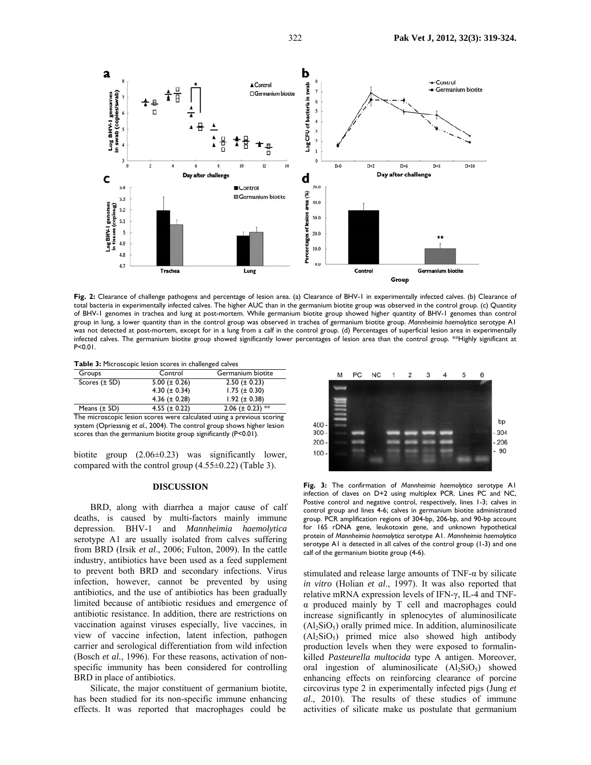**Fig. 2:** Clearance of challenge pathogens and percentage of lesion area. (a) Clearance of BHV-1 in experimentally infected calves. (b) Clearance of total bacteria in experimentally infected calves. The higher AUC than in the germanium biotite group was observed in the control group. (c) Quantity of BHV-1 genomes in trachea and lung at post-mortem. While germanium biotite group showed higher quantity of BHV-1 genomes than control group in lung, a lower quantity than in the control group was observed in trachea of germanium biotite group. *Mannheimia haemolytica* serotype A1 was not detected at post-mortem, except for in a lung from a calf in the control group. (d) Percentages of superficial lesion area in experimentally infected calves. The germanium biotite group showed significantly lower percentages of lesion area than the control group. **Highly significant at P<0.01.

**Table 3:** Microscopic lesion scores in challenged calves

| Groups | Control | Germanium biotite |
|---|---|---|
| Scores (± SD) | 5.00 (± 0.26) | 2.50 (± 0.23) |
| | 4.30 (± 0.34) | 1.75 (± 0.30) |
| | 4.36 (± 0.28) | 1.92 (± 0.38) |
| Means (± SD) | 4.55 (± 0.22) | 2.06 (± 0.23) ** |

The microscopic lesion scores were calculated using a previous scoring system (Opriessnig *et al*., 2004). The control group shows higher lesion scores than the germanium biotite group significantly (P<0.01).

biotite group (2.06±0.23) was significantly lower, compared with the control group (4.55±0.22) (Table 3).

**Fig. 3:** The confirmation of *Mannheimia haemolytica* serotype A1 infection of claves on D+2 using multiplex PCR. Lines PC and NC, Postive control and negative control, respectively, lines 1-3; calves in control group and lines 4-6; calves in germanium biotite administrated group. PCR amplification regions of 304-bp, 206-bp, and 90-bp account for 16S rDNA gene, leukotoxin gene, and unknown hypothetical protein of *Mannheimia haemolytica* serotype A1. *Mannheimia haemolytica* serotype A1 is detected in all calves of the control group (1-3) and one calf of the germanium biotite group (4-6).

## DISCUSSION

BRD, along with diarrhea a major cause of calf deaths, is caused by multi-factors mainly immune depression. BHV-1 and *Mannheimia haemolytica* serotype A1 are usually isolated from calves suffering from BRD (Irsik *et al*., 2006; Fulton, 2009). In the cattle industry, antibiotics have been used as a feed supplement to prevent both BRD and secondary infections. Virus infection, however, cannot be prevented by using antibiotics, and the use of antibiotics has been gradually limited because of antibiotic residues and emergence of antibiotic resistance. In addition, there are restrictions on vaccination against viruses especially, live vaccines, in view of vaccine infection, latent infection, pathogen carrier and serological differentiation from wild infection (Bosch *et al.*, 1996). For these reasons, activation of non-specific immunity has been considered for controlling BRD in place of antibiotics.

Silicate, the major constituent of germanium biotite, has been studied for its non-specific immune enhancing effects. It was reported that macrophages could be stimulated and release large amounts of TNF-α by silicate *in vitro* (Holian *et al*., 1997). It was also reported that relative mRNA expression levels of IFN-γ, IL-4 and TNF-α produced mainly by T cell and macrophages could increase significantly in splenocytes of aluminosilicate ($Al_2SiO_5$) orally primed mice. In addition, aluminosilicate ($Al_2SiO_5$) primed mice also showed high antibody production levels when they were exposed to formalin-killed *Pasteurella multocida* type A antigen. Moreover, oral ingestion of aluminosilicate ($Al_2SiO_5$) showed enhancing effects on reinforcing clearance of porcine circovirus type 2 in experimentally infected pigs (Jung *et al*., 2010). The results of these studies of immune activities of silicate make us postulate that germanium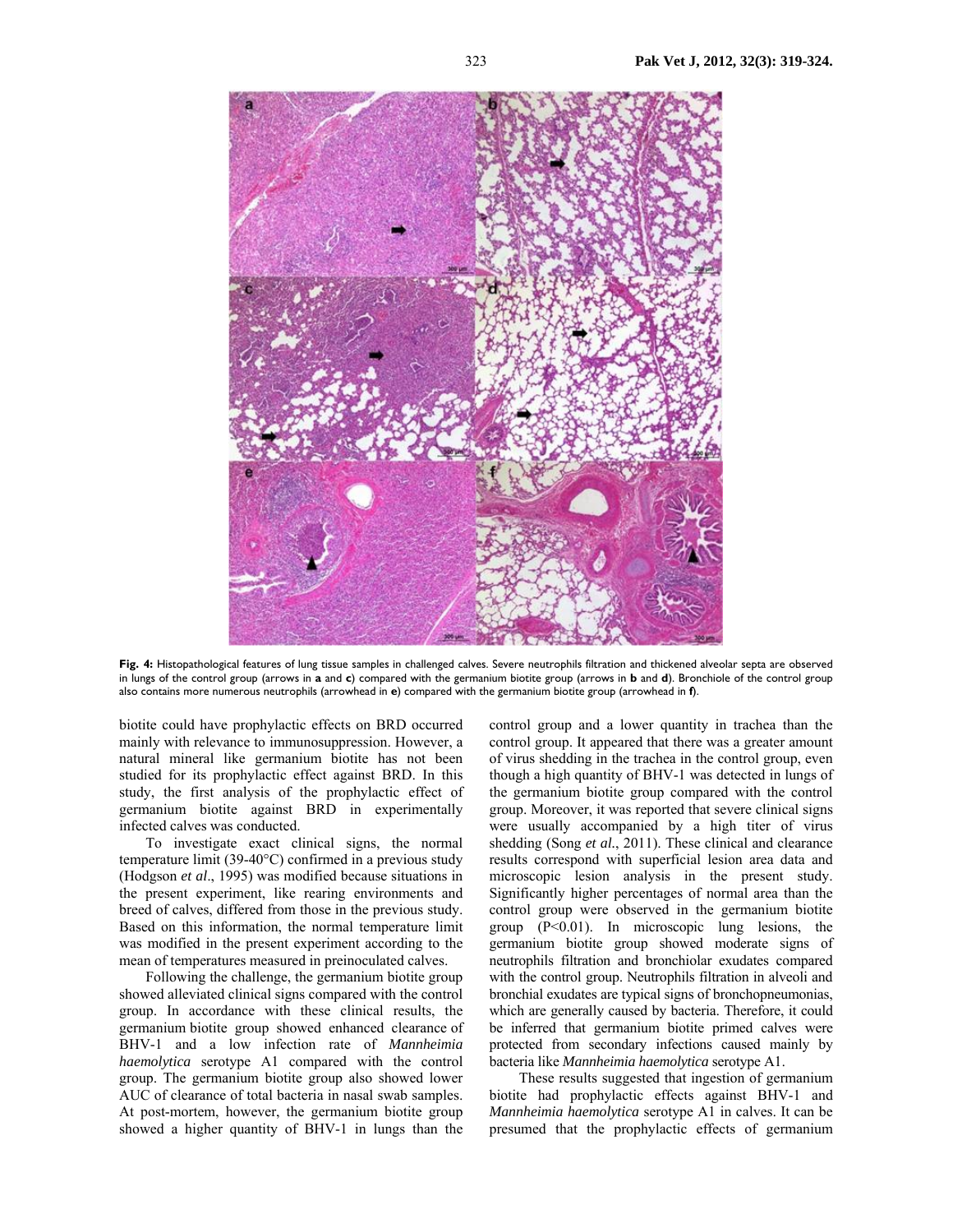**Fig. 4:** Histopathological features of lung tissue samples in challenged calves. Severe neutrophils filtration and thickened alveolar septa are observed in lungs of the control group (arrows in **a** and **c**) compared with the germanium biotite group (arrows in **b** and **d**). Bronchiole of the control group also contains more numerous neutrophils (arrowhead in **e**) compared with the germanium biotite group (arrowhead in **f**).

biotite could have prophylactic effects on BRD occurred mainly with relevance to immunosuppression. However, a natural mineral like germanium biotite has not been studied for its prophylactic effect against BRD. In this study, the first analysis of the prophylactic effect of germanium biotite against BRD in experimentally infected calves was conducted.

To investigate exact clinical signs, the normal temperature limit (39-40°C) confirmed in a previous study (Hodgson *et al*., 1995) was modified because situations in the present experiment, like rearing environments and breed of calves, differed from those in the previous study. Based on this information, the normal temperature limit was modified in the present experiment according to the mean of temperatures measured in preinoculated calves.

Following the challenge, the germanium biotite group showed alleviated clinical signs compared with the control group. In accordance with these clinical results, the germanium biotite group showed enhanced clearance of BHV-1 and a low infection rate of *Mannheimia haemolytica* serotype A1 compared with the control group. The germanium biotite group also showed lower AUC of clearance of total bacteria in nasal swab samples. At post-mortem, however, the germanium biotite group showed a higher quantity of BHV-1 in lungs than the control group and a lower quantity in trachea than the control group. It appeared that there was a greater amount of virus shedding in the trachea in the control group, even though a high quantity of BHV-1 was detected in lungs of the germanium biotite group compared with the control group. Moreover, it was reported that severe clinical signs were usually accompanied by a high titer of virus shedding (Song *et al*., 2011). These clinical and clearance results correspond with superficial lesion area data and microscopic lesion analysis in the present study. Significantly higher percentages of normal area than the control group were observed in the germanium biotite group ($P<0.01$). In microscopic lung lesions, the germanium biotite group showed moderate signs of neutrophils filtration and bronchiolar exudates compared with the control group. Neutrophils filtration in alveoli and bronchial exudates are typical signs of bronchopneumonias, which are generally caused by bacteria. Therefore, it could be inferred that germanium biotite primed calves were protected from secondary infections caused mainly by bacteria like *Mannheimia haemolytica* serotype A1.

These results suggested that ingestion of germanium biotite had prophylactic effects against BHV-1 and *Mannheimia haemolytica* serotype A1 in calves. It can be presumed that the prophylactic effects of germanium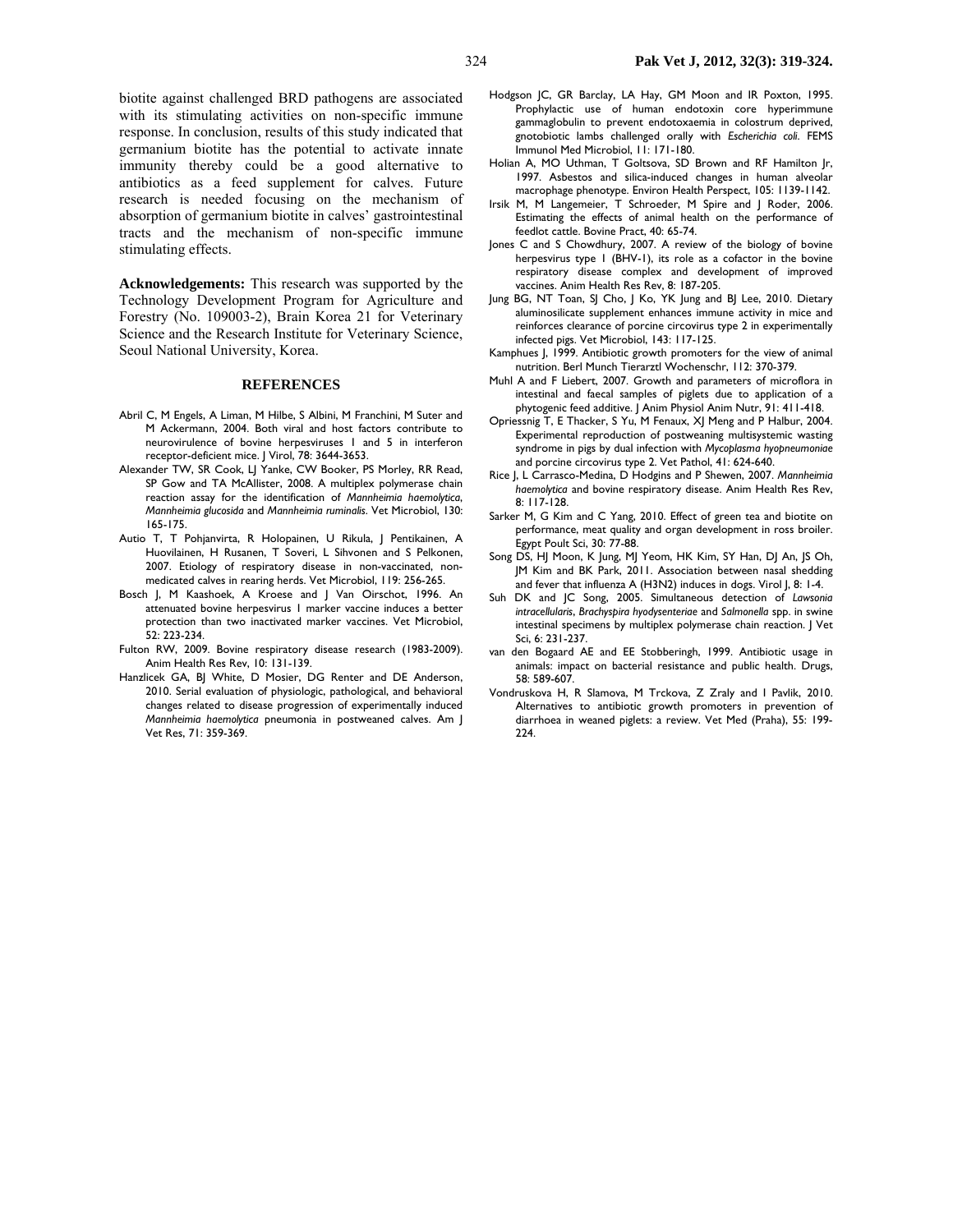biotite against challenged BRD pathogens are associated with its stimulating activities on non-specific immune response. In conclusion, results of this study indicated that germanium biotite has the potential to activate innate immunity thereby could be a good alternative to antibiotics as a feed supplement for calves. Future research is needed focusing on the mechanism of absorption of germanium biotite in calves' gastrointestinal tracts and the mechanism of non-specific immune stimulating effects.

**Acknowledgements:** This research was supported by the Technology Development Program for Agriculture and Forestry (No. 109003-2), Brain Korea 21 for Veterinary Science and the Research Institute for Veterinary Science, Seoul National University, Korea.

## REFERENCES

Abril C, M Engels, A Liman, M Hilbe, S Albini, M Franchini, M Suter and M Ackermann, 2004. Both viral and host factors contribute to neurovirulence of bovine herpesviruses 1 and 5 in interferon receptor-deficient mice. J Virol, 78: 3644-3653.

Alexander TW, SR Cook, LJ Yanke, CW Booker, PS Morley, RR Read, SP Gow and TA McAllister, 2008. A multiplex polymerase chain reaction assay for the identification of *Mannheimia haemolytica*, *Mannheimia glucosida* and *Mannheimia ruminalis*. Vet Microbiol, 130: 165-175.

Autio T, T Pohjanvirta, R Holopainen, U Rikula, J Pentikainen, A Huovilainen, H Rusanen, T Soveri, L Sihvonen and S Pelkonen, 2007. Etiology of respiratory disease in non-vaccinated, non-medicated calves in rearing herds. Vet Microbiol, 119: 256-265.

Bosch J, M Kaashoek, A Kroese and J Van Oirschot, 1996. An attenuated bovine herpesvirus 1 marker vaccine induces a better protection than two inactivated marker vaccines. Vet Microbiol, 52: 223-234.

Fulton RW, 2009. Bovine respiratory disease research (1983-2009). Anim Health Res Rev, 10: 131-139.

Hanzlicek GA, BJ White, D Mosier, DG Renter and DE Anderson, 2010. Serial evaluation of physiologic, pathological, and behavioral changes related to disease progression of experimentally induced *Mannheimia haemolytica* pneumonia in postweaned calves. Am J Vet Res, 71: 359-369.

Hodgson JC, GR Barclay, LA Hay, GM Moon and IR Poxton, 1995. Prophylactic use of human endotoxin core hyperimmune gammaglobulin to prevent endotoxaemia in colostrum deprived, gnotobiotic lambs challenged orally with *Escherichia coli*. FEMS Immunol Med Microbiol, 11: 171-180.

Holian A, MO Uthman, T Goltsova, SD Brown and RF Hamilton Jr, 1997. Asbestos and silica-induced changes in human alveolar macrophage phenotype. Environ Health Perspect, 105: 1139-1142.

Irsik M, M Langemeier, T Schroeder, M Spire and J Roder, 2006. Estimating the effects of animal health on the performance of feedlot cattle. Bovine Pract, 40: 65-74.

Jones C and S Chowdhury, 2007. A review of the biology of bovine herpesvirus type 1 (BHV-1), its role as a cofactor in the bovine respiratory disease complex and development of improved vaccines. Anim Health Res Rev, 8: 187-205.

Jung BG, NT Toan, SJ Cho, J Ko, YK Jung and BJ Lee, 2010. Dietary aluminosilicate supplement enhances immune activity in mice and reinforces clearance of porcine circovirus type 2 in experimentally infected pigs. Vet Microbiol, 143: 117-125.

Kamphues J, 1999. Antibiotic growth promoters for the view of animal nutrition. Berl Munch Tierarztl Wochenschr, 112: 370-379.

Muhl A and F Liebert, 2007. Growth and parameters of microflora in intestinal and faecal samples of piglets due to application of a phytogenic feed additive. J Anim Physiol Anim Nutr, 91: 411-418.

Opriessnig T, E Thacker, S Yu, M Fenaux, XJ Meng and P Halbur, 2004. Experimental reproduction of postweaning multisystemic wasting syndrome in pigs by dual infection with *Mycoplasma hyopneumoniae* and porcine circovirus type 2. Vet Pathol, 41: 624-640.

Rice J, L Carrasco-Medina, D Hodgins and P Shewen, 2007. *Mannheimia haemolytica* and bovine respiratory disease. Anim Health Res Rev, 8: 117-128.

Sarker M, G Kim and C Yang, 2010. Effect of green tea and biotite on performance, meat quality and organ development in ross broiler. Egypt Poult Sci, 30: 77-88.

Song DS, HJ Moon, K Jung, MJ Yeom, HK Kim, SY Han, DJ An, JS Oh, JM Kim and BK Park, 2011. Association between nasal shedding and fever that influenza A (H3N2) induces in dogs. Virol J, 8: 1-4.

Suh DK and JC Song, 2005. Simultaneous detection of *Lawsonia intracellularis*, *Brachyspira hyodysenteriae* and *Salmonella* spp. in swine intestinal specimens by multiplex polymerase chain reaction. J Vet Sci, 6: 231-237.

van den Bogaard AE and EE Stobberingh, 1999. Antibiotic usage in animals: impact on bacterial resistance and public health. Drugs, 58: 589-607.

Vondruskova H, R Slamova, M Trckova, Z Zraly and I Pavlik, 2010. Alternatives to antibiotic growth promoters in prevention of diarrhoea in weaned piglets: a review. Vet Med (Praha), 55: 199-224.